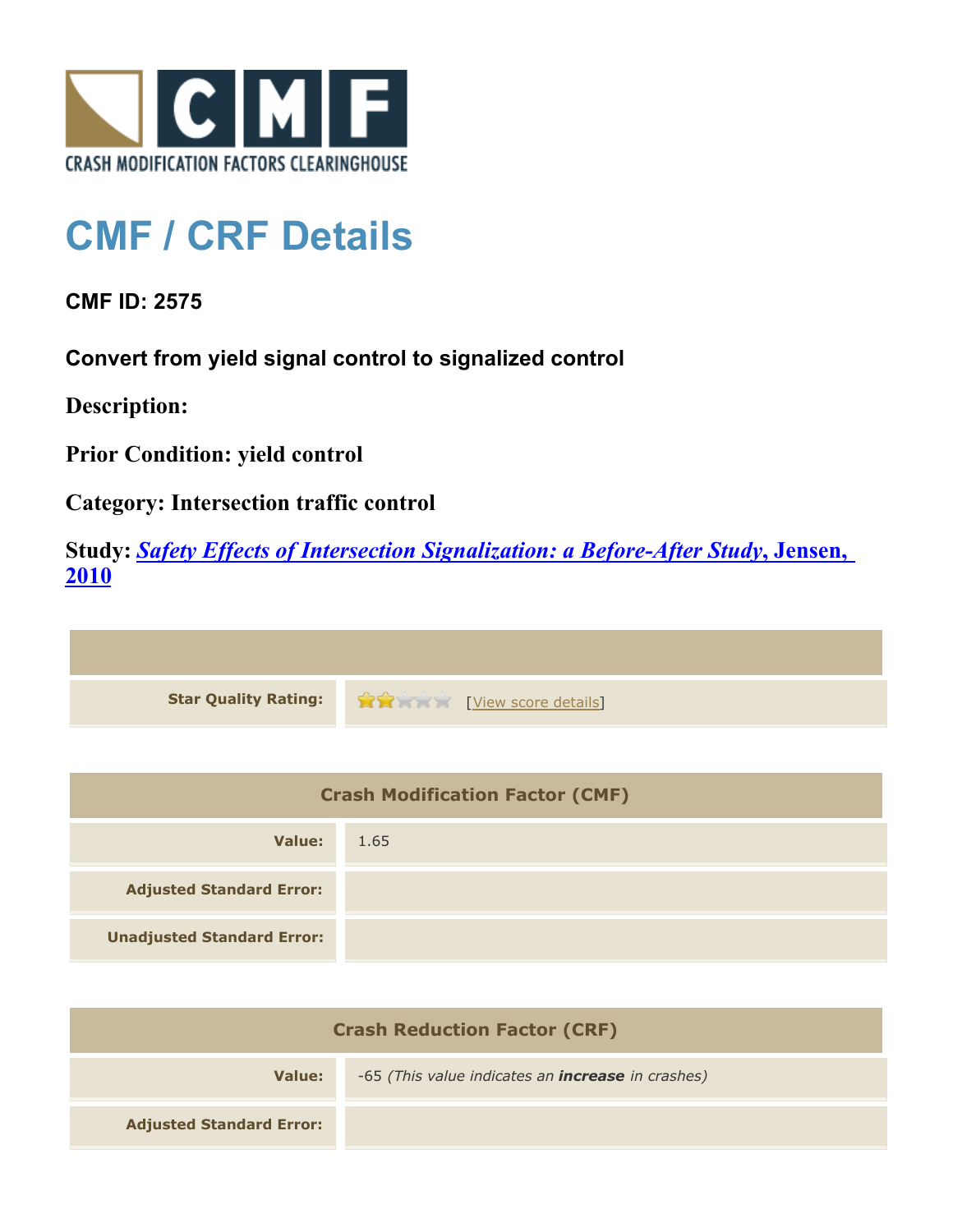# CMF / CRF Details

**CMF ID: 2575**

**Convert from yield signal control to signalized control**

**Description:**

**Prior Condition: yield control**

**Category: Intersection traffic control**

**Study:** ***Safety Effects of Intersection Signalization: a Before-After Study*, Jensen, 2010**

| | |
|---|---|
| **Star Quality Rating:** | [View score details] |

| Crash Modification Factor (CMF) | |
|---|---|
| **Value:** | 1.65 |
| **Adjusted Standard Error:** | |
| **Unadjusted Standard Error:** | |

| Crash Reduction Factor (CRF) | |
|---|---|
| **Value:** | -65 *(This value indicates an **increase** in crashes)* |
| **Adjusted Standard Error:** | |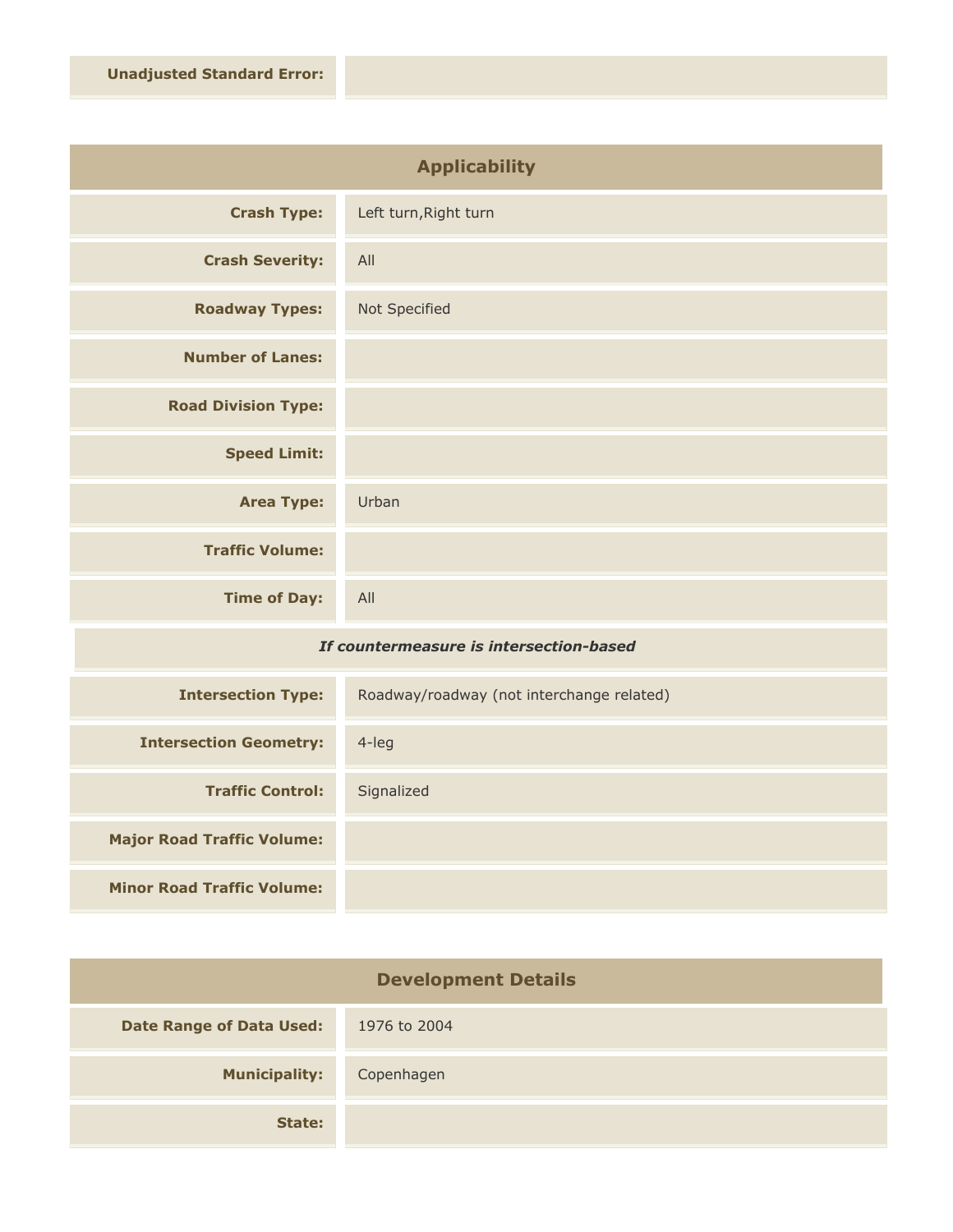| | |
|---|---|
| **Unadjusted Standard Error:** | |

## Applicability

| | |
|---|---|
| **Crash Type:** | Left turn,Right turn |
| **Crash Severity:** | All |
| **Roadway Types:** | Not Specified |
| **Number of Lanes:** | |
| **Road Division Type:** | |
| **Speed Limit:** | |
| **Area Type:** | Urban |
| **Traffic Volume:** | |
| **Time of Day:** | All |

***If countermeasure is intersection-based***

| | |
|---|---|
| **Intersection Type:** | Roadway/roadway (not interchange related) |
| **Intersection Geometry:** | 4-leg |
| **Traffic Control:** | Signalized |
| **Major Road Traffic Volume:** | |
| **Minor Road Traffic Volume:** | |

## Development Details

| | |
|---|---|
| **Date Range of Data Used:** | 1976 to 2004 |
| **Municipality:** | Copenhagen |
| **State:** | |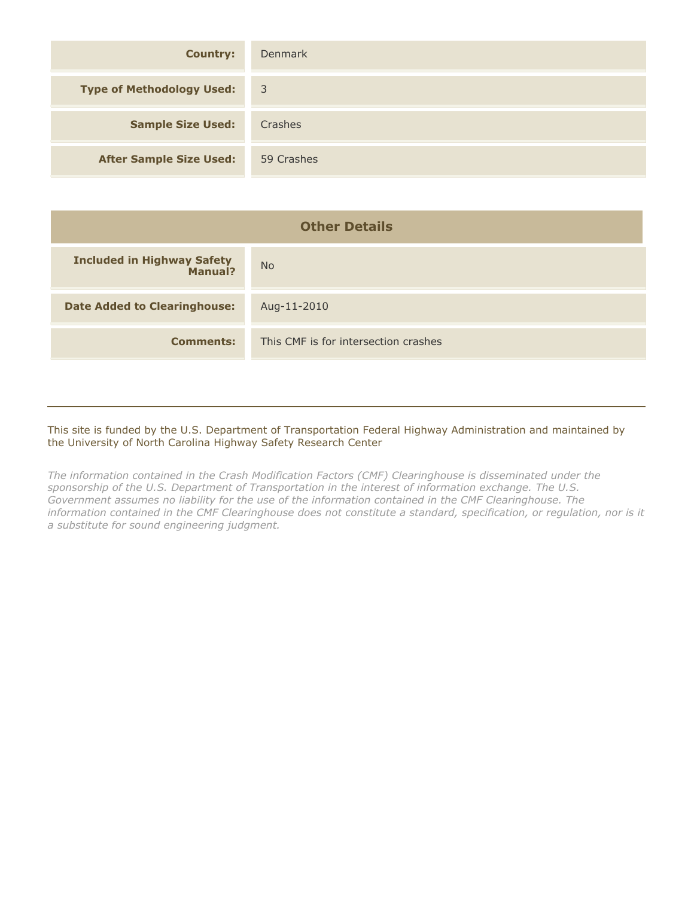| | |
|---|---|
| **Country:** | Denmark |
| **Type of Methodology Used:** | 3 |
| **Sample Size Used:** | Crashes |
| **After Sample Size Used:** | 59 Crashes |

## Other Details

| | |
|---|---|
| **Included in Highway Safety Manual?** | No |
| **Date Added to Clearinghouse:** | Aug-11-2010 |
| **Comments:** | This CMF is for intersection crashes |

---

This site is funded by the U.S. Department of Transportation Federal Highway Administration and maintained by the University of North Carolina Highway Safety Research Center

*The information contained in the Crash Modification Factors (CMF) Clearinghouse is disseminated under the sponsorship of the U.S. Department of Transportation in the interest of information exchange. The U.S. Government assumes no liability for the use of the information contained in the CMF Clearinghouse. The information contained in the CMF Clearinghouse does not constitute a standard, specification, or regulation, nor is it a substitute for sound engineering judgment.*